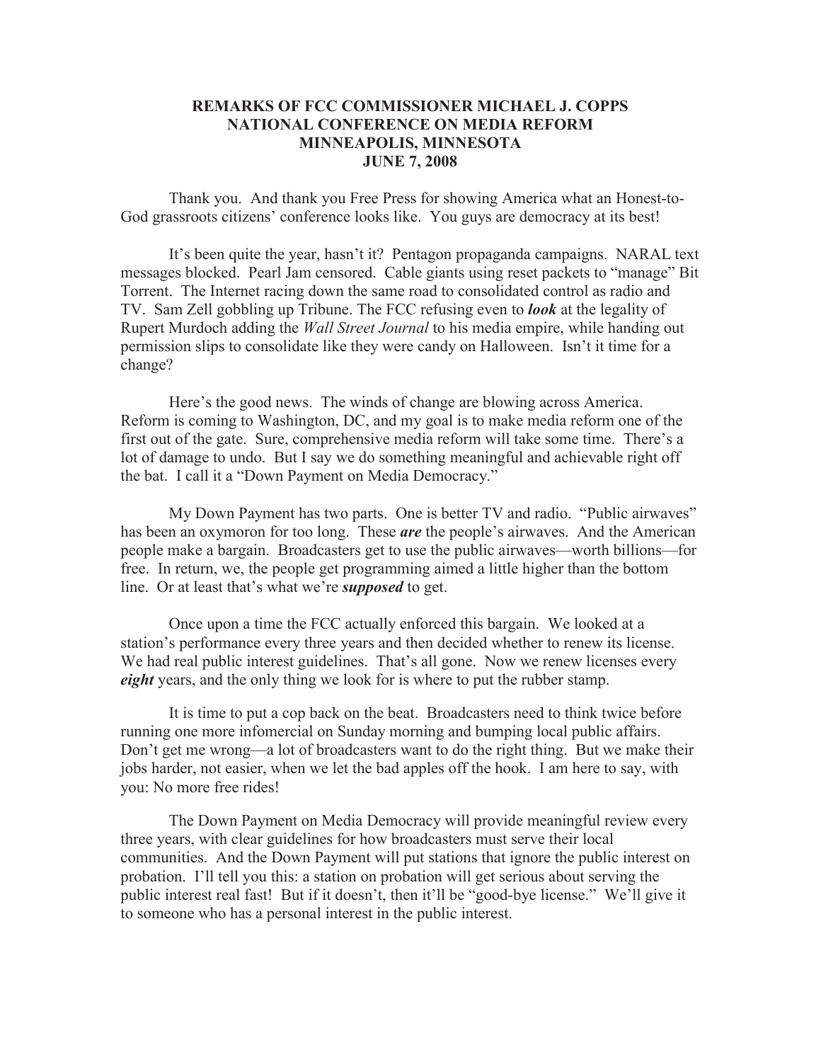**REMARKS OF FCC COMMISSIONER MICHAEL J. COPPS**
**NATIONAL CONFERENCE ON MEDIA REFORM**
**MINNEAPOLIS, MINNESOTA**
**JUNE 7, 2008**

Thank you. And thank you Free Press for showing America what an Honest-to-God grassroots citizens' conference looks like. You guys are democracy at its best!

It's been quite the year, hasn't it? Pentagon propaganda campaigns. NARAL text messages blocked. Pearl Jam censored. Cable giants using reset packets to "manage" Bit Torrent. The Internet racing down the same road to consolidated control as radio and TV. Sam Zell gobbling up Tribune. The FCC refusing even to ***look*** at the legality of Rupert Murdoch adding the *Wall Street Journal* to his media empire, while handing out permission slips to consolidate like they were candy on Halloween. Isn't it time for a change?

Here's the good news. The winds of change are blowing across America. Reform is coming to Washington, DC, and my goal is to make media reform one of the first out of the gate. Sure, comprehensive media reform will take some time. There's a lot of damage to undo. But I say we do something meaningful and achievable right off the bat. I call it a "Down Payment on Media Democracy."

My Down Payment has two parts. One is better TV and radio. "Public airwaves" has been an oxymoron for too long. These ***are*** the people's airwaves. And the American people make a bargain. Broadcasters get to use the public airwaves—worth billions—for free. In return, we, the people get programming aimed a little higher than the bottom line. Or at least that's what we're ***supposed*** to get.

Once upon a time the FCC actually enforced this bargain. We looked at a station's performance every three years and then decided whether to renew its license. We had real public interest guidelines. That's all gone. Now we renew licenses every ***eight*** years, and the only thing we look for is where to put the rubber stamp.

It is time to put a cop back on the beat. Broadcasters need to think twice before running one more infomercial on Sunday morning and bumping local public affairs. Don't get me wrong—a lot of broadcasters want to do the right thing. But we make their jobs harder, not easier, when we let the bad apples off the hook. I am here to say, with you: No more free rides!

The Down Payment on Media Democracy will provide meaningful review every three years, with clear guidelines for how broadcasters must serve their local communities. And the Down Payment will put stations that ignore the public interest on probation. I'll tell you this: a station on probation will get serious about serving the public interest real fast! But if it doesn't, then it'll be "good-bye license." We'll give it to someone who has a personal interest in the public interest.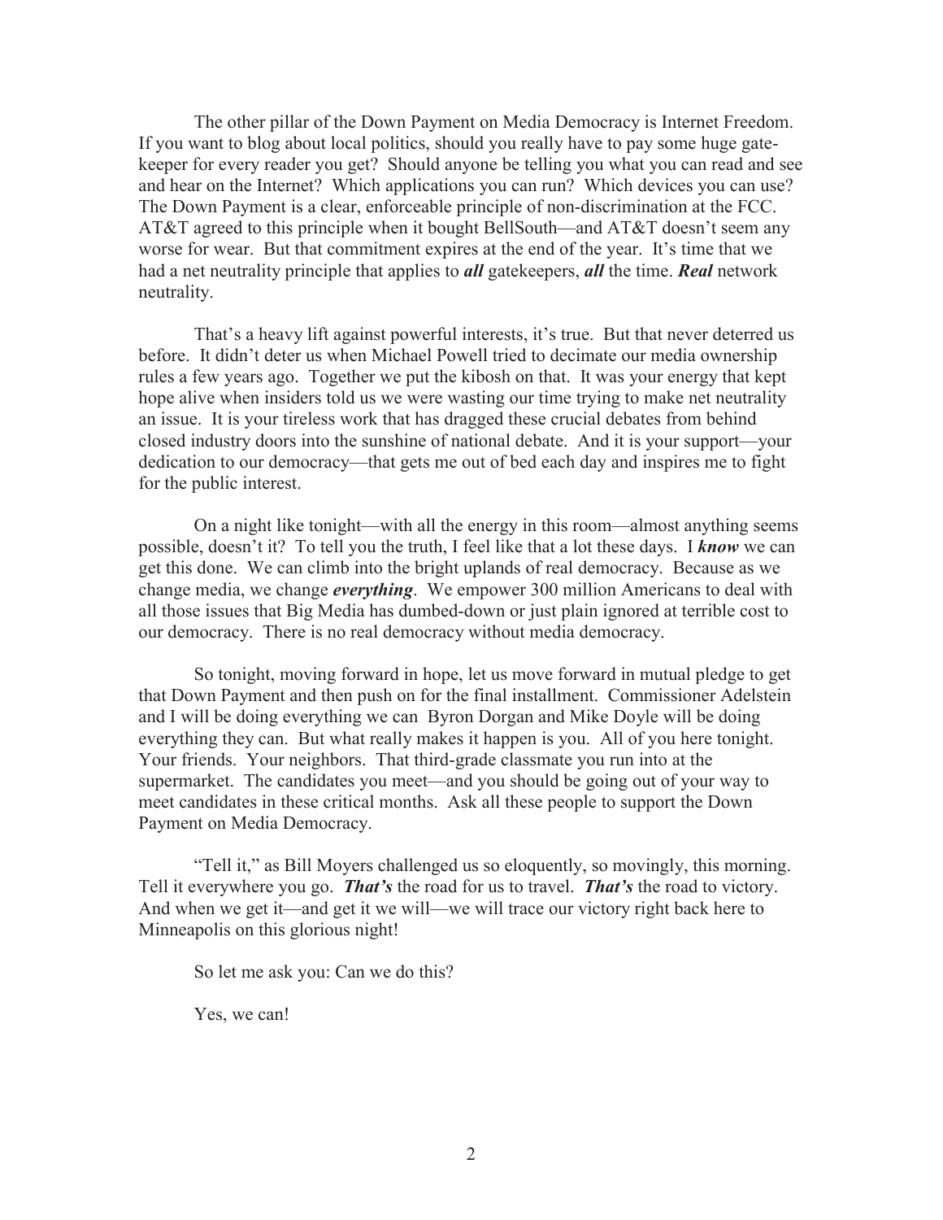The other pillar of the Down Payment on Media Democracy is Internet Freedom. If you want to blog about local politics, should you really have to pay some huge gate-keeper for every reader you get? Should anyone be telling you what you can read and see and hear on the Internet? Which applications you can run? Which devices you can use? The Down Payment is a clear, enforceable principle of non-discrimination at the FCC. AT&T agreed to this principle when it bought BellSouth—and AT&T doesn't seem any worse for wear. But that commitment expires at the end of the year. It's time that we had a net neutrality principle that applies to ***all*** gatekeepers, ***all*** the time. ***Real*** network neutrality.

That's a heavy lift against powerful interests, it's true. But that never deterred us before. It didn't deter us when Michael Powell tried to decimate our media ownership rules a few years ago. Together we put the kibosh on that. It was your energy that kept hope alive when insiders told us we were wasting our time trying to make net neutrality an issue. It is your tireless work that has dragged these crucial debates from behind closed industry doors into the sunshine of national debate. And it is your support—your dedication to our democracy—that gets me out of bed each day and inspires me to fight for the public interest.

On a night like tonight—with all the energy in this room—almost anything seems possible, doesn't it? To tell you the truth, I feel like that a lot these days. I ***know*** we can get this done. We can climb into the bright uplands of real democracy. Because as we change media, we change ***everything***. We empower 300 million Americans to deal with all those issues that Big Media has dumbed-down or just plain ignored at terrible cost to our democracy. There is no real democracy without media democracy.

So tonight, moving forward in hope, let us move forward in mutual pledge to get that Down Payment and then push on for the final installment. Commissioner Adelstein and I will be doing everything we can Byron Dorgan and Mike Doyle will be doing everything they can. But what really makes it happen is you. All of you here tonight. Your friends. Your neighbors. That third-grade classmate you run into at the supermarket. The candidates you meet—and you should be going out of your way to meet candidates in these critical months. Ask all these people to support the Down Payment on Media Democracy.

"Tell it," as Bill Moyers challenged us so eloquently, so movingly, this morning. Tell it everywhere you go. ***That's*** the road for us to travel. ***That's*** the road to victory. And when we get it—and get it we will—we will trace our victory right back here to Minneapolis on this glorious night!

So let me ask you: Can we do this?

Yes, we can!